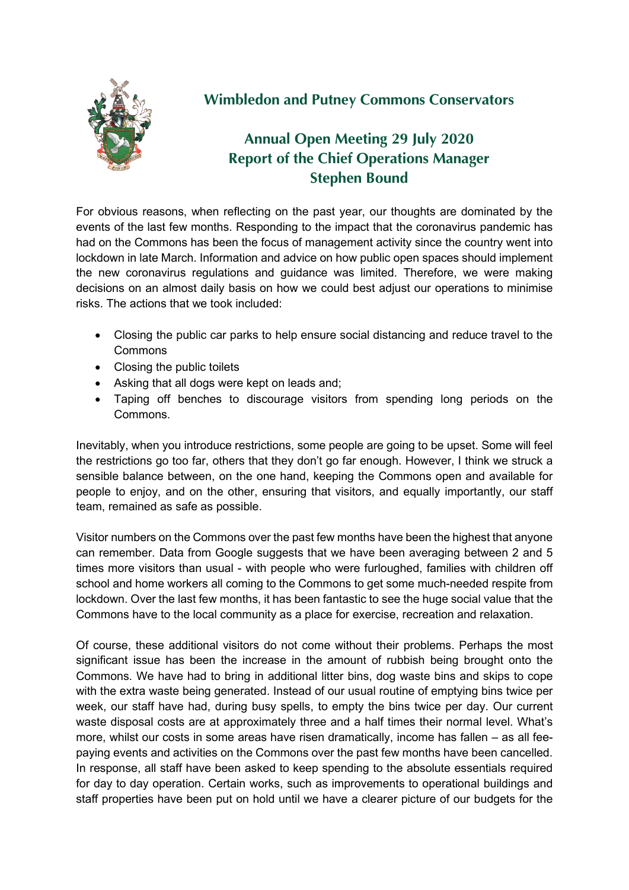# Wimbledon and Putney Commons Conservators

## Annual Open Meeting 29 July 2020
## Report of the Chief Operations Manager
## Stephen Bound

For obvious reasons, when reflecting on the past year, our thoughts are dominated by the events of the last few months. Responding to the impact that the coronavirus pandemic has had on the Commons has been the focus of management activity since the country went into lockdown in late March. Information and advice on how public open spaces should implement the new coronavirus regulations and guidance was limited. Therefore, we were making decisions on an almost daily basis on how we could best adjust our operations to minimise risks. The actions that we took included:

- Closing the public car parks to help ensure social distancing and reduce travel to the Commons
- Closing the public toilets
- Asking that all dogs were kept on leads and;
- Taping off benches to discourage visitors from spending long periods on the Commons.

Inevitably, when you introduce restrictions, some people are going to be upset. Some will feel the restrictions go too far, others that they don't go far enough. However, I think we struck a sensible balance between, on the one hand, keeping the Commons open and available for people to enjoy, and on the other, ensuring that visitors, and equally importantly, our staff team, remained as safe as possible.

Visitor numbers on the Commons over the past few months have been the highest that anyone can remember. Data from Google suggests that we have been averaging between 2 and 5 times more visitors than usual - with people who were furloughed, families with children off school and home workers all coming to the Commons to get some much-needed respite from lockdown. Over the last few months, it has been fantastic to see the huge social value that the Commons have to the local community as a place for exercise, recreation and relaxation.

Of course, these additional visitors do not come without their problems. Perhaps the most significant issue has been the increase in the amount of rubbish being brought onto the Commons. We have had to bring in additional litter bins, dog waste bins and skips to cope with the extra waste being generated. Instead of our usual routine of emptying bins twice per week, our staff have had, during busy spells, to empty the bins twice per day. Our current waste disposal costs are at approximately three and a half times their normal level. What's more, whilst our costs in some areas have risen dramatically, income has fallen – as all fee-paying events and activities on the Commons over the past few months have been cancelled. In response, all staff have been asked to keep spending to the absolute essentials required for day to day operation. Certain works, such as improvements to operational buildings and staff properties have been put on hold until we have a clearer picture of our budgets for the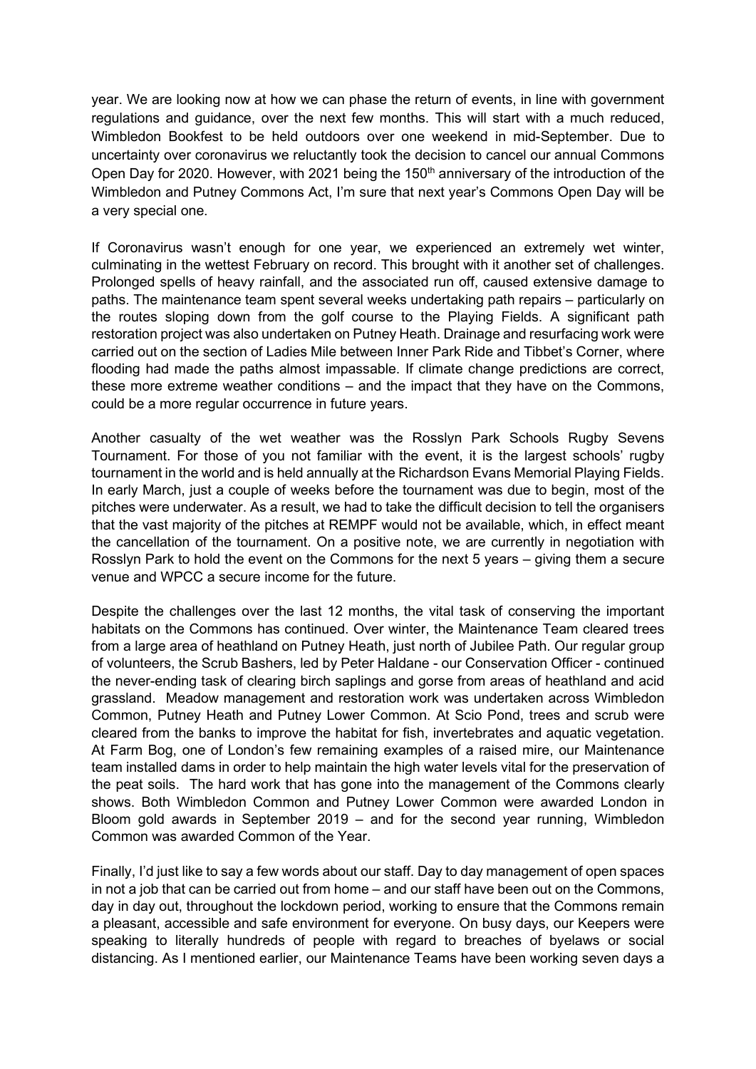year. We are looking now at how we can phase the return of events, in line with government regulations and guidance, over the next few months. This will start with a much reduced, Wimbledon Bookfest to be held outdoors over one weekend in mid-September. Due to uncertainty over coronavirus we reluctantly took the decision to cancel our annual Commons Open Day for 2020. However, with 2021 being the 150th anniversary of the introduction of the Wimbledon and Putney Commons Act, I'm sure that next year's Commons Open Day will be a very special one.

If Coronavirus wasn't enough for one year, we experienced an extremely wet winter, culminating in the wettest February on record. This brought with it another set of challenges. Prolonged spells of heavy rainfall, and the associated run off, caused extensive damage to paths. The maintenance team spent several weeks undertaking path repairs – particularly on the routes sloping down from the golf course to the Playing Fields. A significant path restoration project was also undertaken on Putney Heath. Drainage and resurfacing work were carried out on the section of Ladies Mile between Inner Park Ride and Tibbet's Corner, where flooding had made the paths almost impassable. If climate change predictions are correct, these more extreme weather conditions – and the impact that they have on the Commons, could be a more regular occurrence in future years.

Another casualty of the wet weather was the Rosslyn Park Schools Rugby Sevens Tournament. For those of you not familiar with the event, it is the largest schools' rugby tournament in the world and is held annually at the Richardson Evans Memorial Playing Fields. In early March, just a couple of weeks before the tournament was due to begin, most of the pitches were underwater. As a result, we had to take the difficult decision to tell the organisers that the vast majority of the pitches at REMPF would not be available, which, in effect meant the cancellation of the tournament. On a positive note, we are currently in negotiation with Rosslyn Park to hold the event on the Commons for the next 5 years – giving them a secure venue and WPCC a secure income for the future.

Despite the challenges over the last 12 months, the vital task of conserving the important habitats on the Commons has continued. Over winter, the Maintenance Team cleared trees from a large area of heathland on Putney Heath, just north of Jubilee Path. Our regular group of volunteers, the Scrub Bashers, led by Peter Haldane - our Conservation Officer - continued the never-ending task of clearing birch saplings and gorse from areas of heathland and acid grassland. Meadow management and restoration work was undertaken across Wimbledon Common, Putney Heath and Putney Lower Common. At Scio Pond, trees and scrub were cleared from the banks to improve the habitat for fish, invertebrates and aquatic vegetation. At Farm Bog, one of London's few remaining examples of a raised mire, our Maintenance team installed dams in order to help maintain the high water levels vital for the preservation of the peat soils. The hard work that has gone into the management of the Commons clearly shows. Both Wimbledon Common and Putney Lower Common were awarded London in Bloom gold awards in September 2019 – and for the second year running, Wimbledon Common was awarded Common of the Year.

Finally, I'd just like to say a few words about our staff. Day to day management of open spaces in not a job that can be carried out from home – and our staff have been out on the Commons, day in day out, throughout the lockdown period, working to ensure that the Commons remain a pleasant, accessible and safe environment for everyone. On busy days, our Keepers were speaking to literally hundreds of people with regard to breaches of byelaws or social distancing. As I mentioned earlier, our Maintenance Teams have been working seven days a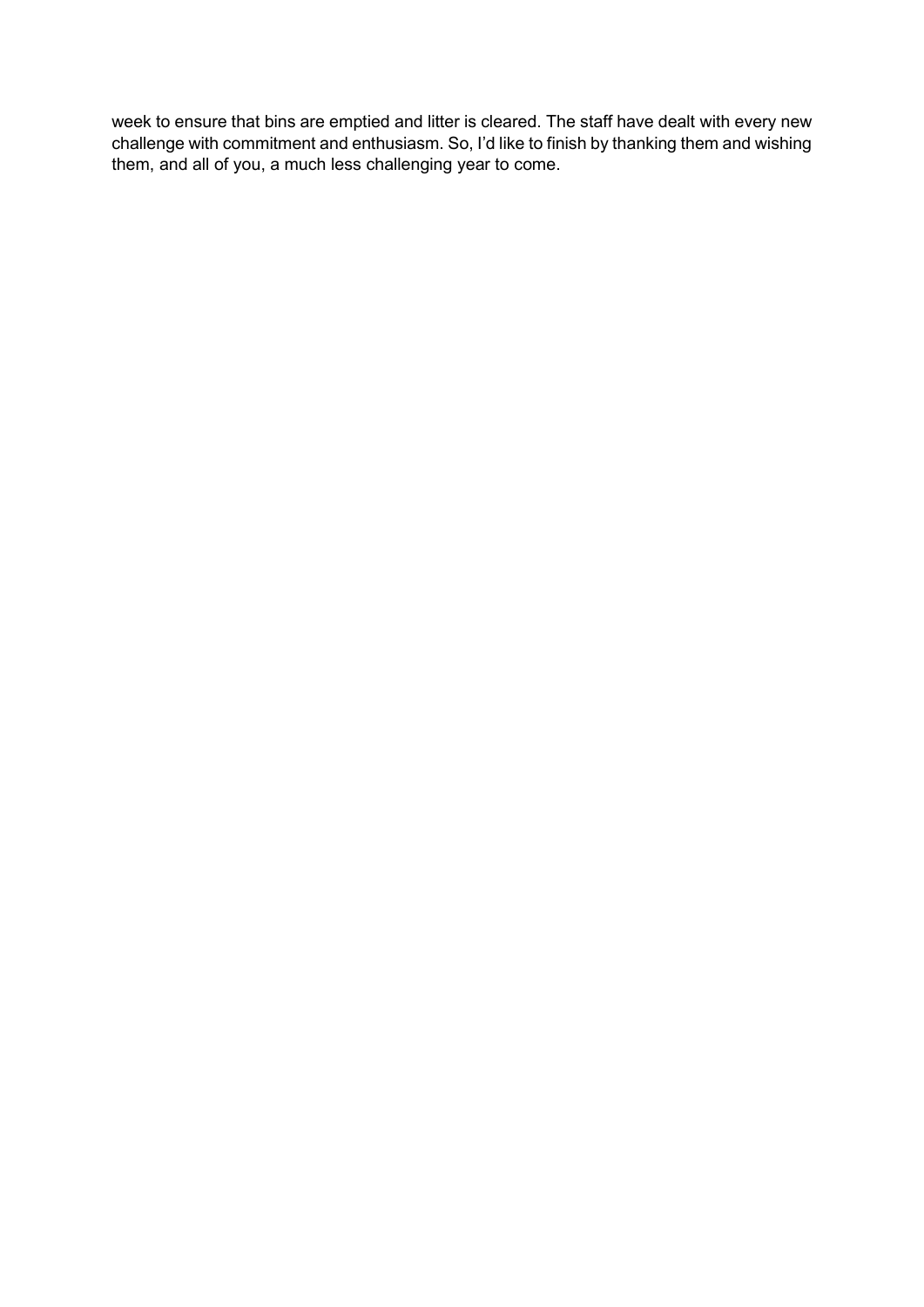week to ensure that bins are emptied and litter is cleared. The staff have dealt with every new challenge with commitment and enthusiasm. So, I'd like to finish by thanking them and wishing them, and all of you, a much less challenging year to come.